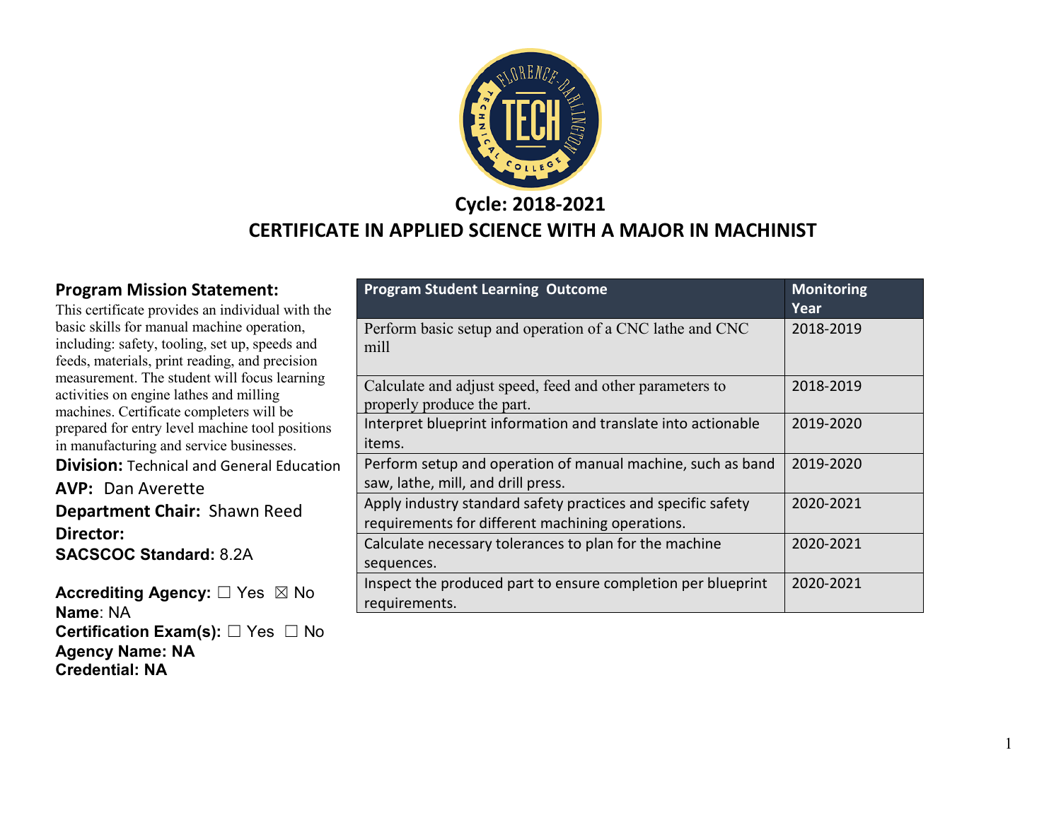## Cycle: 2018-2021

# CERTIFICATE IN APPLIED SCIENCE WITH A MAJOR IN MACHINIST

### Program Mission Statement:

This certificate provides an individual with the basic skills for manual machine operation, including: safety, tooling, set up, speeds and feeds, materials, print reading, and precision measurement. The student will focus learning activities on engine lathes and milling machines. Certificate completers will be prepared for entry level machine tool positions in manufacturing and service businesses.

**Division:** Technical and General Education

**AVP:** Dan Averette

**Department Chair:** Shawn Reed

**Director:**

**SACSCOC Standard:** 8.2A

**Accrediting Agency:** ☐ Yes ☒ No
**Name**: NA
**Certification Exam(s):** ☐ Yes ☐ No
**Agency Name: NA**
**Credential: NA**

| Program Student Learning Outcome | Monitoring Year |
|---|---|
| Perform basic setup and operation of a CNC lathe and CNC mill | 2018-2019 |
| Calculate and adjust speed, feed and other parameters to properly produce the part. | 2018-2019 |
| Interpret blueprint information and translate into actionable items. | 2019-2020 |
| Perform setup and operation of manual machine, such as band saw, lathe, mill, and drill press. | 2019-2020 |
| Apply industry standard safety practices and specific safety requirements for different machining operations. | 2020-2021 |
| Calculate necessary tolerances to plan for the machine sequences. | 2020-2021 |
| Inspect the produced part to ensure completion per blueprint requirements. | 2020-2021 |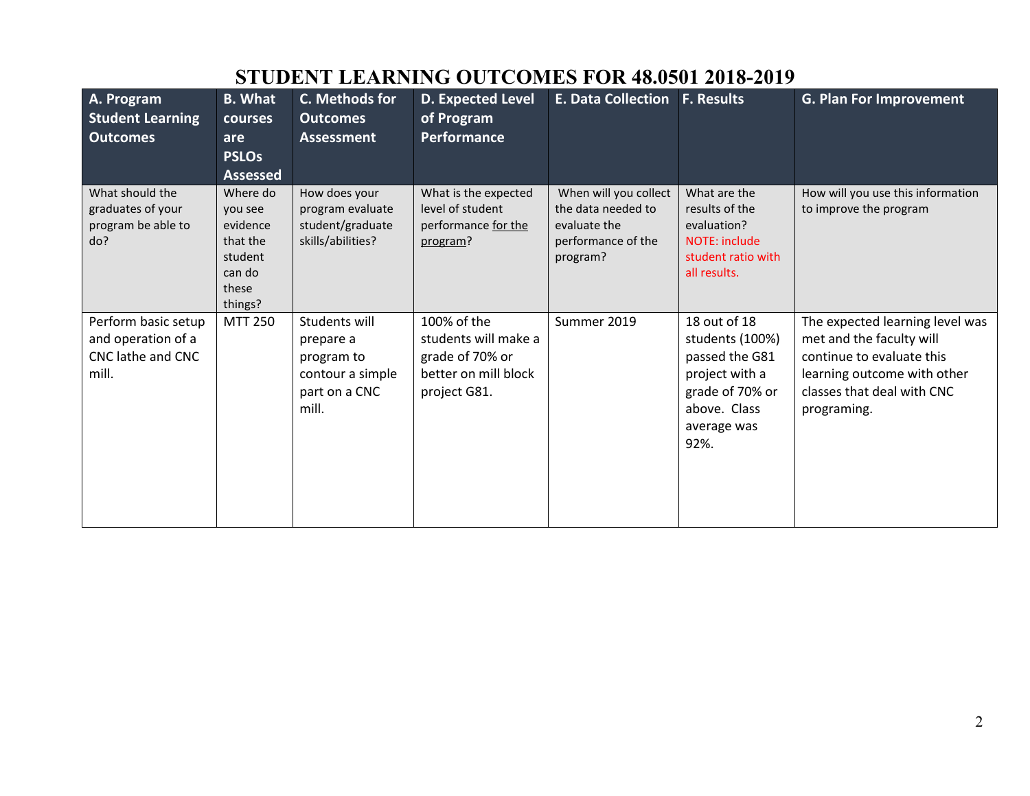# STUDENT LEARNING OUTCOMES FOR 48.0501 2018-2019

| A. Program Student Learning Outcomes | B. What courses are PSLOs Assessed | C. Methods for Outcomes Assessment | D. Expected Level of Program Performance | E. Data Collection | F. Results | G. Plan For Improvement |
|---|---|---|---|---|---|---|
| What should the graduates of your program be able to do? | Where do you see evidence that the student can do these things? | How does your program evaluate student/graduate skills/abilities? | What is the expected level of student performance for the program? | When will you collect the data needed to evaluate the performance of the program? | What are the results of the evaluation? NOTE: include student ratio with all results. | How will you use this information to improve the program |
| Perform basic setup and operation of a CNC lathe and CNC mill. | MTT 250 | Students will prepare a program to contour a simple part on a CNC mill. | 100% of the students will make a grade of 70% or better on mill block project G81. | Summer 2019 | 18 out of 18 students (100%) passed the G81 project with a grade of 70% or above. Class average was 92%. | The expected learning level was met and the faculty will continue to evaluate this learning outcome with other classes that deal with CNC programing. |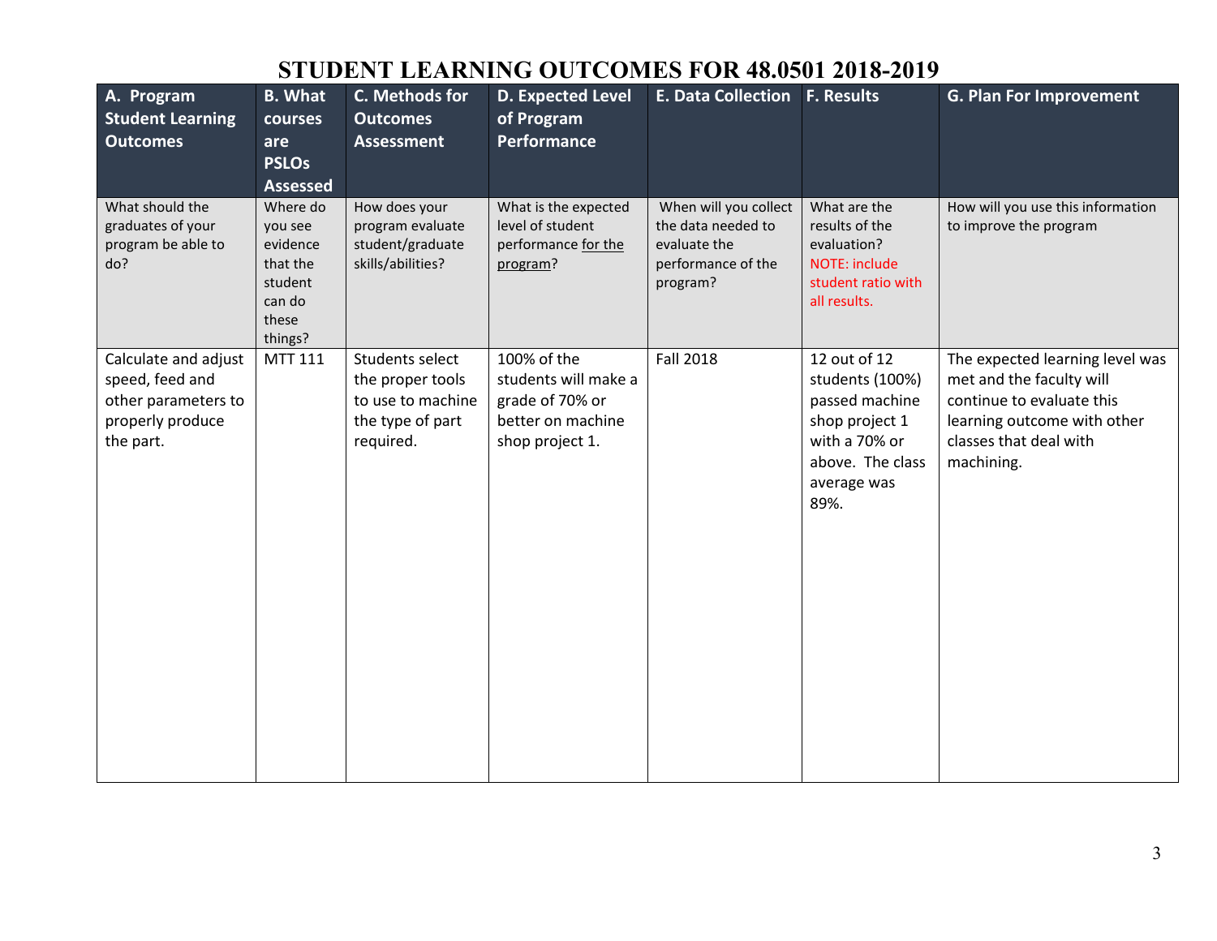# STUDENT LEARNING OUTCOMES FOR 48.0501 2018-2019

| A. Program Student Learning Outcomes | B. What courses are PSLOs Assessed | C. Methods for Outcomes Assessment | D. Expected Level of Program Performance | E. Data Collection | F. Results | G. Plan For Improvement |
|---|---|---|---|---|---|---|
| What should the graduates of your program be able to do? | Where do you see evidence that the student can do these things? | How does your program evaluate student/graduate skills/abilities? | What is the expected level of student performance for the program? | When will you collect the data needed to evaluate the performance of the program? | What are the results of the evaluation? NOTE: include student ratio with all results. | How will you use this information to improve the program |
| Calculate and adjust speed, feed and other parameters to properly produce the part. | MTT 111 | Students select the proper tools to use to machine the type of part required. | 100% of the students will make a grade of 70% or better on machine shop project 1. | Fall 2018 | 12 out of 12 students (100%) passed machine shop project 1 with a 70% or above. The class average was 89%. | The expected learning level was met and the faculty will continue to evaluate this learning outcome with other classes that deal with machining. |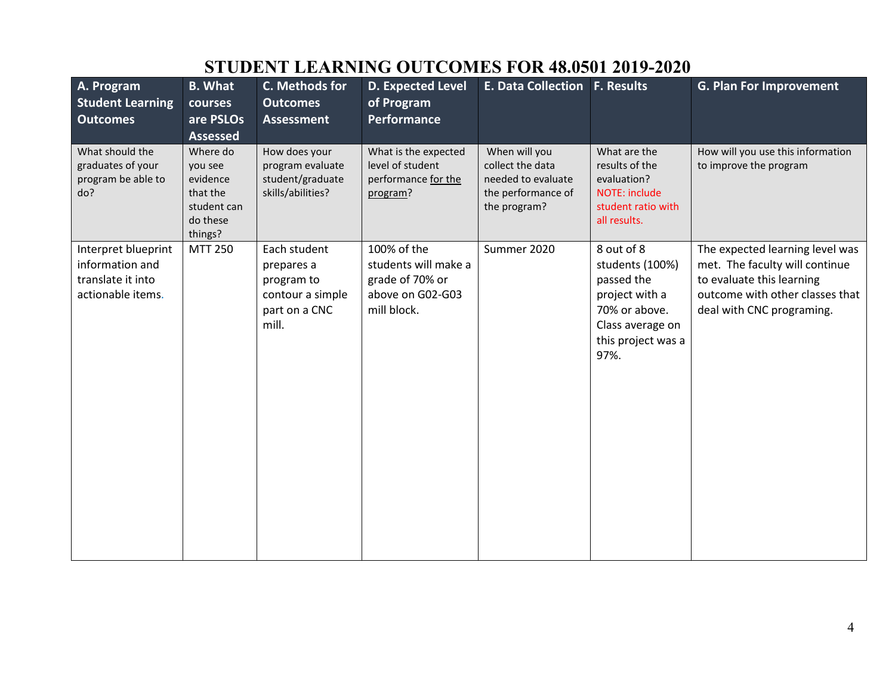# STUDENT LEARNING OUTCOMES FOR 48.0501 2019-2020

| A. Program Student Learning Outcomes | B. What courses are PSLOs Assessed | C. Methods for Outcomes Assessment | D. Expected Level of Program Performance | E. Data Collection | F. Results | G. Plan For Improvement |
|---|---|---|---|---|---|---|
| What should the graduates of your program be able to do? | Where do you see evidence that the student can do these things? | How does your program evaluate student/graduate skills/abilities? | What is the expected level of student performance for the program? | When will you collect the data needed to evaluate the performance of the program? | What are the results of the evaluation? NOTE: include student ratio with all results. | How will you use this information to improve the program |
| Interpret blueprint information and translate it into actionable items. | MTT 250 | Each student prepares a program to contour a simple part on a CNC mill. | 100% of the students will make a grade of 70% or above on G02-G03 mill block. | Summer 2020 | 8 out of 8 students (100%) passed the project with a 70% or above. Class average on this project was a 97%. | The expected learning level was met. The faculty will continue to evaluate this learning outcome with other classes that deal with CNC programing. |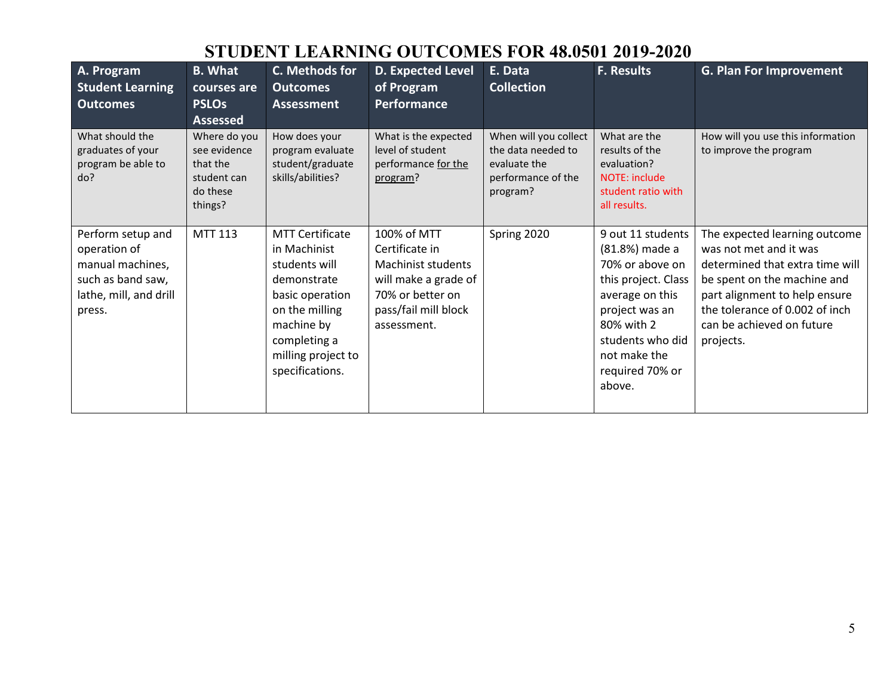# STUDENT LEARNING OUTCOMES FOR 48.0501 2019-2020

| A. Program Student Learning Outcomes | B. What courses are PSLOs Assessed | C. Methods for Outcomes Assessment | D. Expected Level of Program Performance | E. Data Collection | F. Results | G. Plan For Improvement |
|---|---|---|---|---|---|---|
| What should the graduates of your program be able to do? | Where do you see evidence that the student can do these things? | How does your program evaluate student/graduate skills/abilities? | What is the expected level of student performance for the program? | When will you collect the data needed to evaluate the performance of the program? | What are the results of the evaluation? NOTE: include student ratio with all results. | How will you use this information to improve the program |
| Perform setup and operation of manual machines, such as band saw, lathe, mill, and drill press. | MTT 113 | MTT Certificate in Machinist students will demonstrate basic operation on the milling machine by completing a milling project to specifications. | 100% of MTT Certificate in Machinist students will make a grade of 70% or better on pass/fail mill block assessment. | Spring 2020 | 9 out 11 students (81.8%) made a 70% or above on this project. Class average on this project was an 80% with 2 students who did not make the required 70% or above. | The expected learning outcome was not met and it was determined that extra time will be spent on the machine and part alignment to help ensure the tolerance of 0.002 of inch can be achieved on future projects. |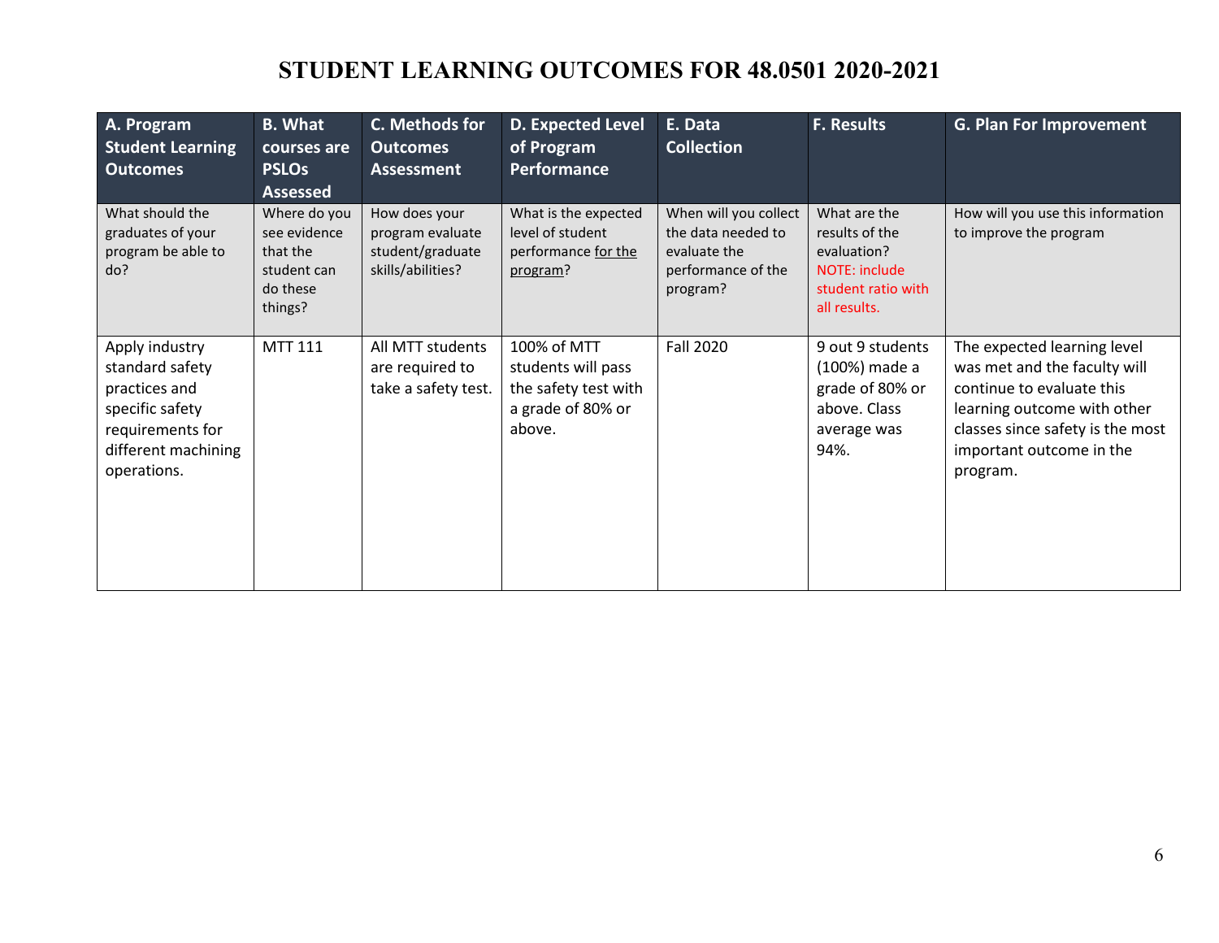# STUDENT LEARNING OUTCOMES FOR 48.0501 2020-2021

| A. Program Student Learning Outcomes | B. What courses are PSLOs Assessed | C. Methods for Outcomes Assessment | D. Expected Level of Program Performance | E. Data Collection | F. Results | G. Plan For Improvement |
|---|---|---|---|---|---|---|
| What should the graduates of your program be able to do? | Where do you see evidence that the student can do these things? | How does your program evaluate student/graduate skills/abilities? | What is the expected level of student performance for the program? | When will you collect the data needed to evaluate the performance of the program? | What are the results of the evaluation? NOTE: include student ratio with all results. | How will you use this information to improve the program |
| Apply industry standard safety practices and specific safety requirements for different machining operations. | MTT 111 | All MTT students are required to take a safety test. | 100% of MTT students will pass the safety test with a grade of 80% or above. | Fall 2020 | 9 out 9 students (100%) made a grade of 80% or above. Class average was 94%. | The expected learning level was met and the faculty will continue to evaluate this learning outcome with other classes since safety is the most important outcome in the program. |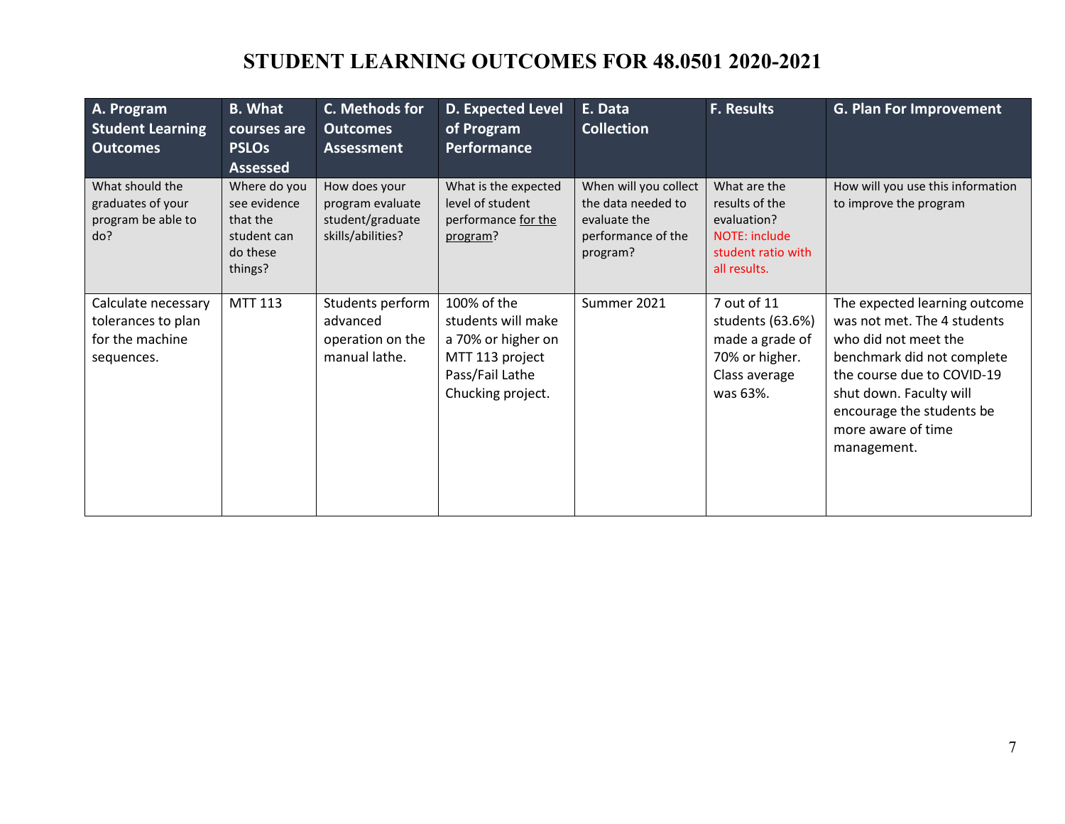# STUDENT LEARNING OUTCOMES FOR 48.0501 2020-2021

| A. Program Student Learning Outcomes | B. What courses are PSLOs Assessed | C. Methods for Outcomes Assessment | D. Expected Level of Program Performance | E. Data Collection | F. Results | G. Plan For Improvement |
|---|---|---|---|---|---|---|
| What should the graduates of your program be able to do? | Where do you see evidence that the student can do these things? | How does your program evaluate student/graduate skills/abilities? | What is the expected level of student performance for the program? | When will you collect the data needed to evaluate the performance of the program? | What are the results of the evaluation? NOTE: include student ratio with all results. | How will you use this information to improve the program |
| Calculate necessary tolerances to plan for the machine sequences. | MTT 113 | Students perform advanced operation on the manual lathe. | 100% of the students will make a 70% or higher on MTT 113 project Pass/Fail Lathe Chucking project. | Summer 2021 | 7 out of 11 students (63.6%) made a grade of 70% or higher. Class average was 63%. | The expected learning outcome was not met. The 4 students who did not meet the benchmark did not complete the course due to COVID-19 shut down. Faculty will encourage the students be more aware of time management. |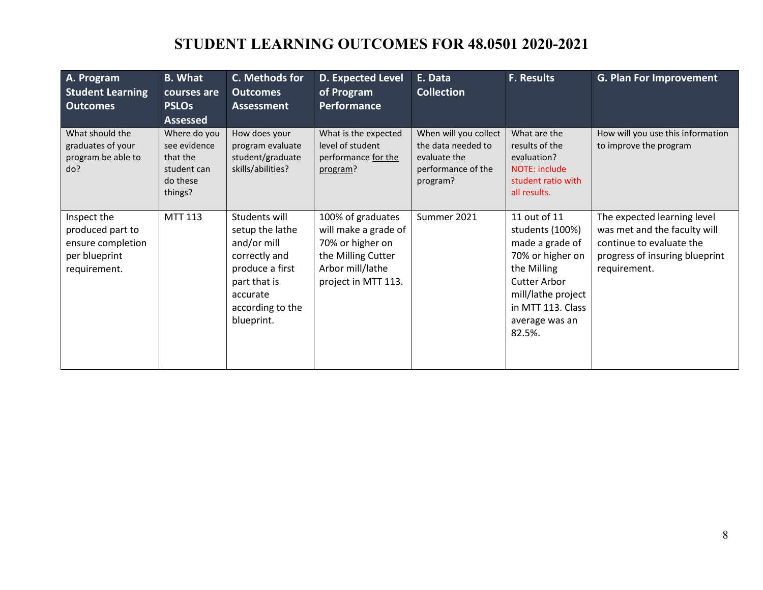# STUDENT LEARNING OUTCOMES FOR 48.0501 2020-2021

| A. Program Student Learning Outcomes | B. What courses are PSLOs Assessed | C. Methods for Outcomes Assessment | D. Expected Level of Program Performance | E. Data Collection | F. Results | G. Plan For Improvement |
|---|---|---|---|---|---|---|
| What should the graduates of your program be able to do? | Where do you see evidence that the student can do these things? | How does your program evaluate student/graduate skills/abilities? | What is the expected level of student performance for the program? | When will you collect the data needed to evaluate the performance of the program? | What are the results of the evaluation? NOTE: include student ratio with all results. | How will you use this information to improve the program |
| Inspect the produced part to ensure completion per blueprint requirement. | MTT 113 | Students will setup the lathe and/or mill correctly and produce a first part that is accurate according to the blueprint. | 100% of graduates will make a grade of 70% or higher on the Milling Cutter Arbor mill/lathe project in MTT 113. | Summer 2021 | 11 out of 11 students (100%) made a grade of 70% or higher on the Milling Cutter Arbor mill/lathe project in MTT 113. Class average was an 82.5%. | The expected learning level was met and the faculty will continue to evaluate the progress of insuring blueprint requirement. |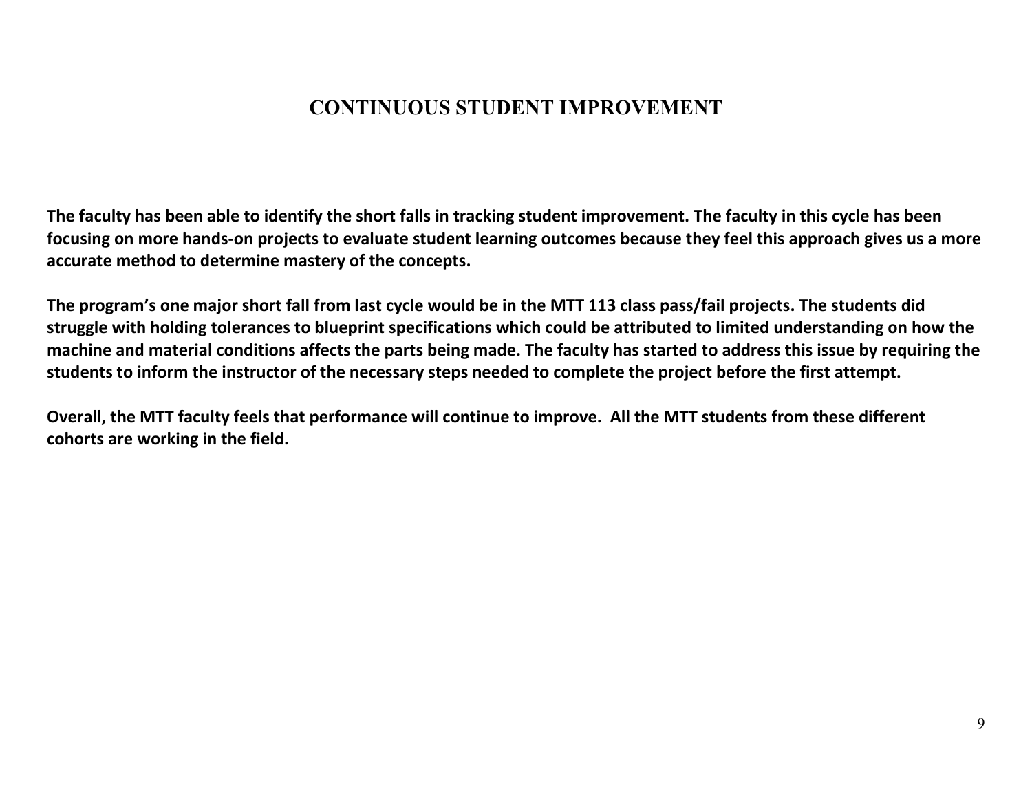# CONTINUOUS STUDENT IMPROVEMENT

**The faculty has been able to identify the short falls in tracking student improvement. The faculty in this cycle has been focusing on more hands-on projects to evaluate student learning outcomes because they feel this approach gives us a more accurate method to determine mastery of the concepts.**

**The program's one major short fall from last cycle would be in the MTT 113 class pass/fail projects. The students did struggle with holding tolerances to blueprint specifications which could be attributed to limited understanding on how the machine and material conditions affects the parts being made. The faculty has started to address this issue by requiring the students to inform the instructor of the necessary steps needed to complete the project before the first attempt.**

**Overall, the MTT faculty feels that performance will continue to improve. All the MTT students from these different cohorts are working in the field.**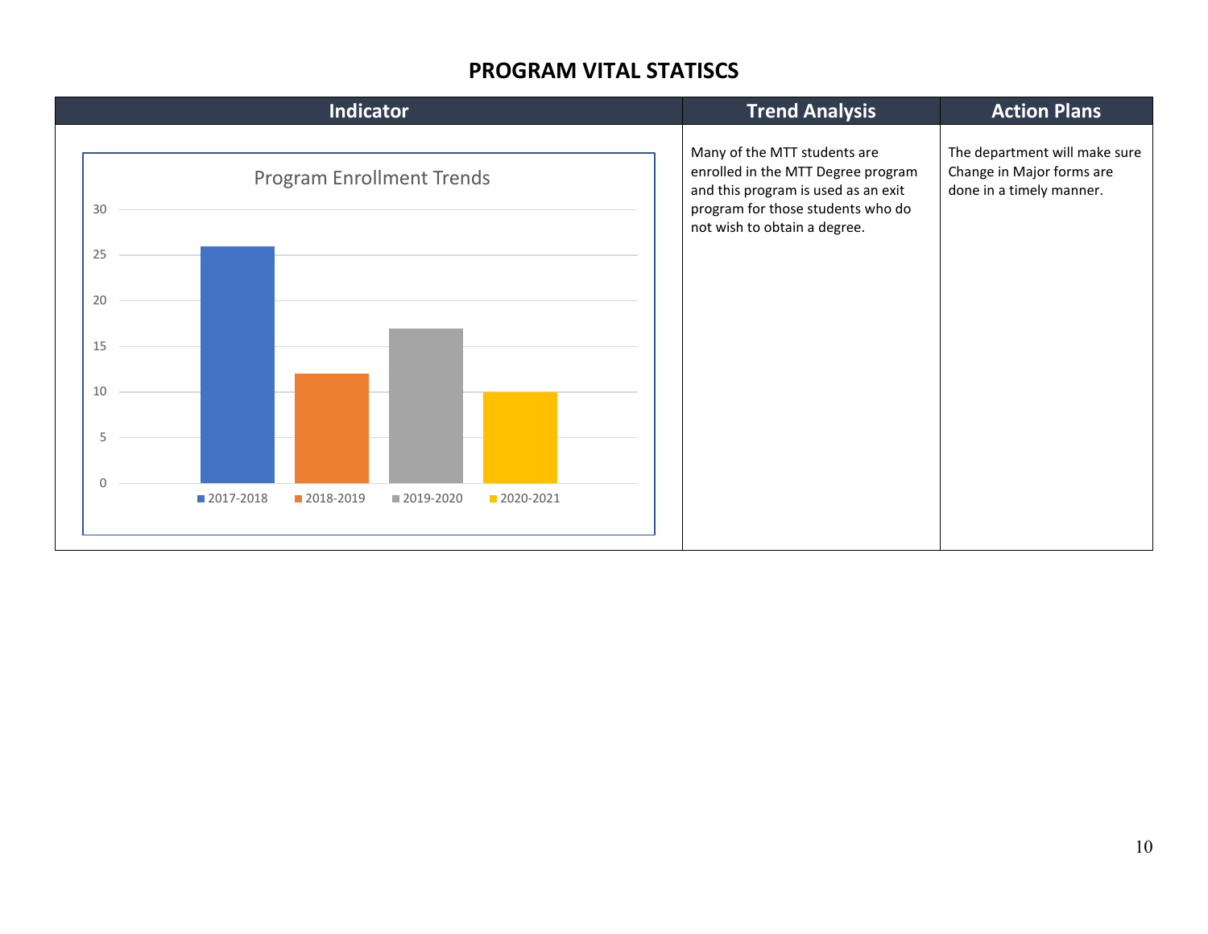## PROGRAM VITAL STATISCS

| Indicator | Trend Analysis | Action Plans |
|---|---|---|
| Program Enrollment Trends (2017-2018: 26; 2018-2019: 12; 2019-2020: 17; 2020-2021: 10) | Many of the MTT students are enrolled in the MTT Degree program and this program is used as an exit program for those students who do not wish to obtain a degree. | The department will make sure Change in Major forms are done in a timely manner. |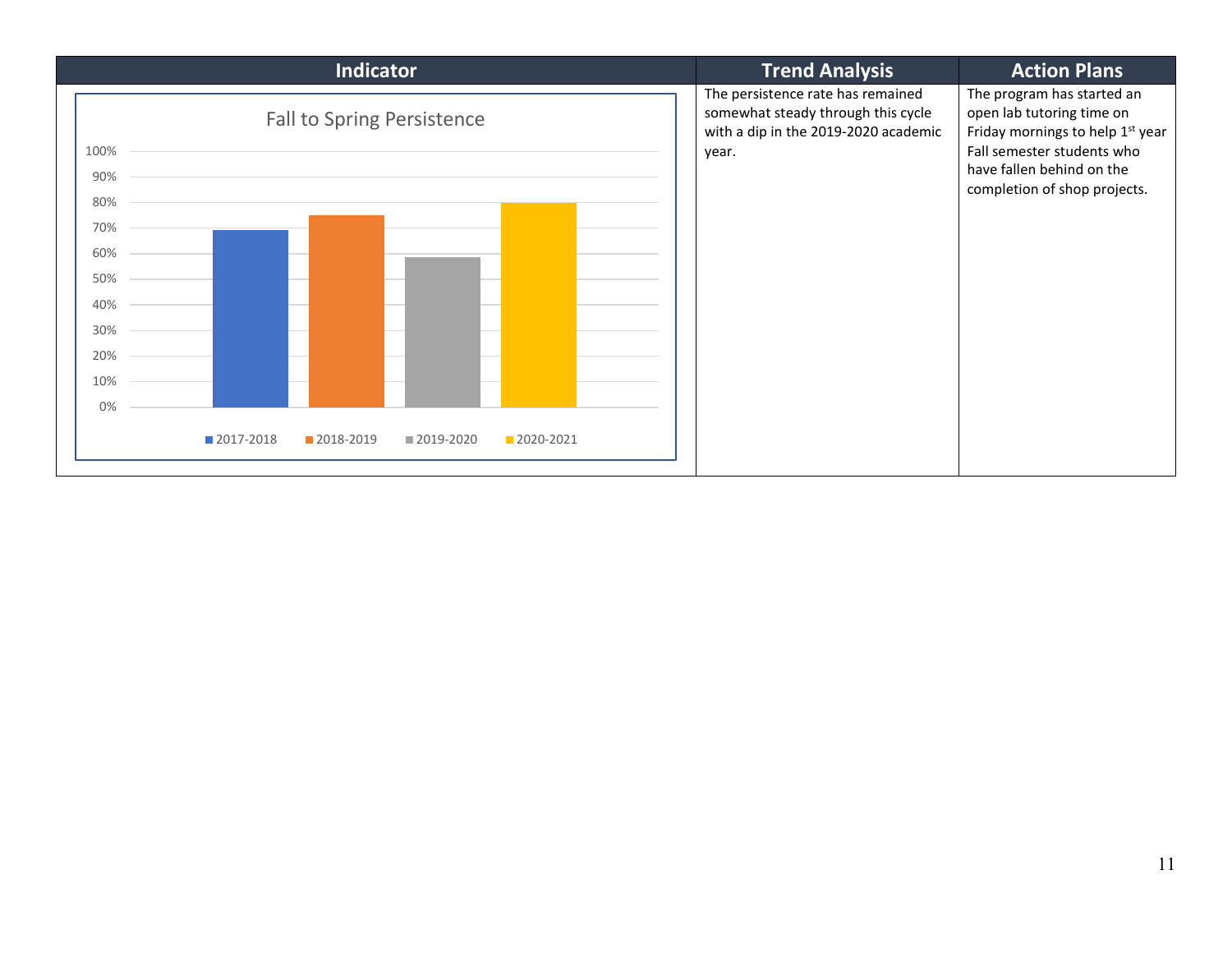| Indicator | Trend Analysis | Action Plans |
|---|---|---|
| Fall to Spring Persistence<br>100%<br>90%<br>80%<br>70%<br>60%<br>50%<br>40%<br>30%<br>20%<br>10%<br>0%<br>2017-2018 2018-2019 2019-2020 2020-2021 | The persistence rate has remained somewhat steady through this cycle with a dip in the 2019-2020 academic year. | The program has started an open lab tutoring time on Friday mornings to help 1st year Fall semester students who have fallen behind on the completion of shop projects. |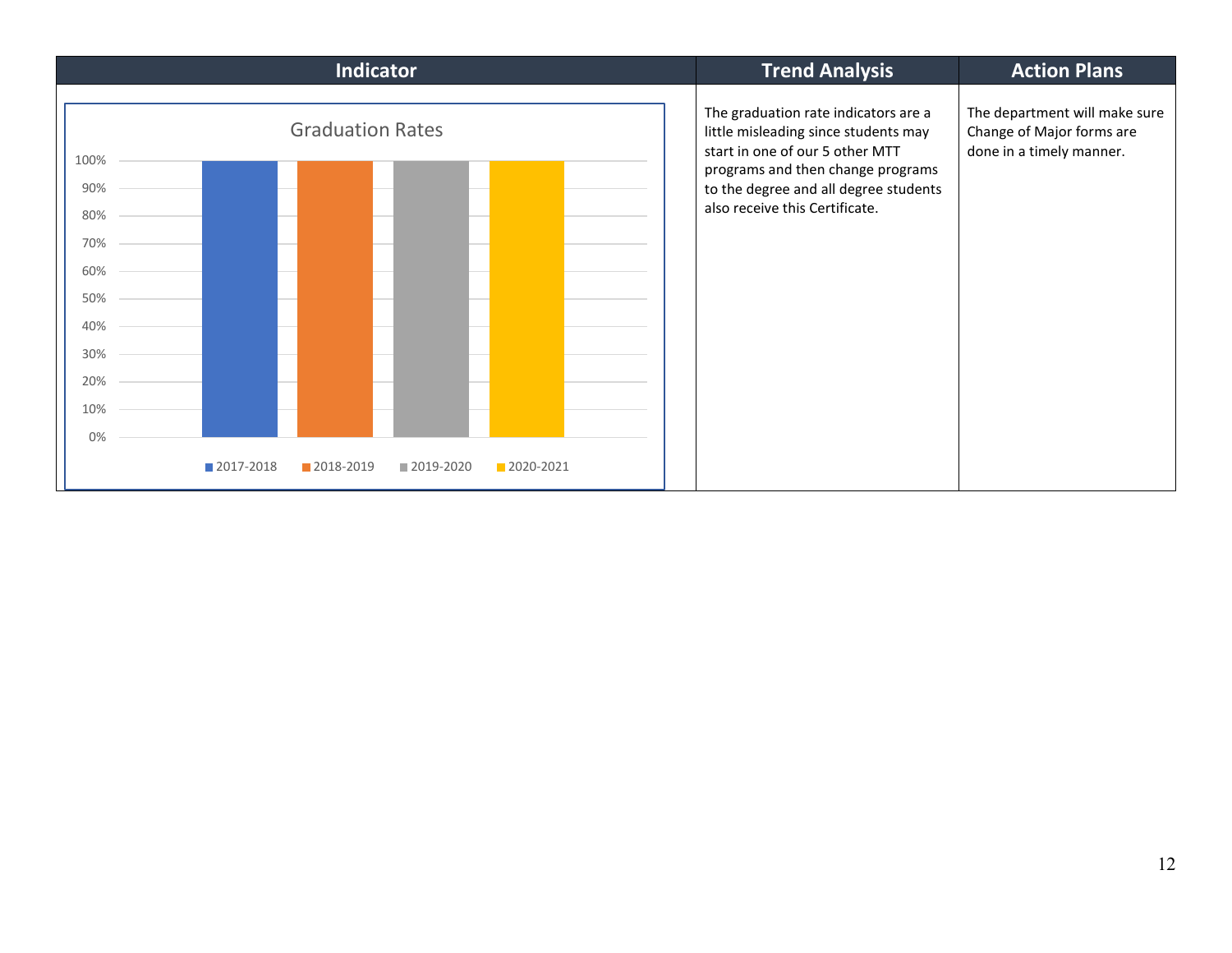| Indicator | Trend Analysis | Action Plans |
| --- | --- | --- |
| Graduation Rates<br>100%, 90%, 80%, 70%, 60%, 50%, 40%, 30%, 20%, 10%, 0%<br>2017-2018, 2018-2019, 2019-2020, 2020-2021 | The graduation rate indicators are a little misleading since students may start in one of our 5 other MTT programs and then change programs to the degree and all degree students also receive this Certificate. | The department will make sure Change of Major forms are done in a timely manner. |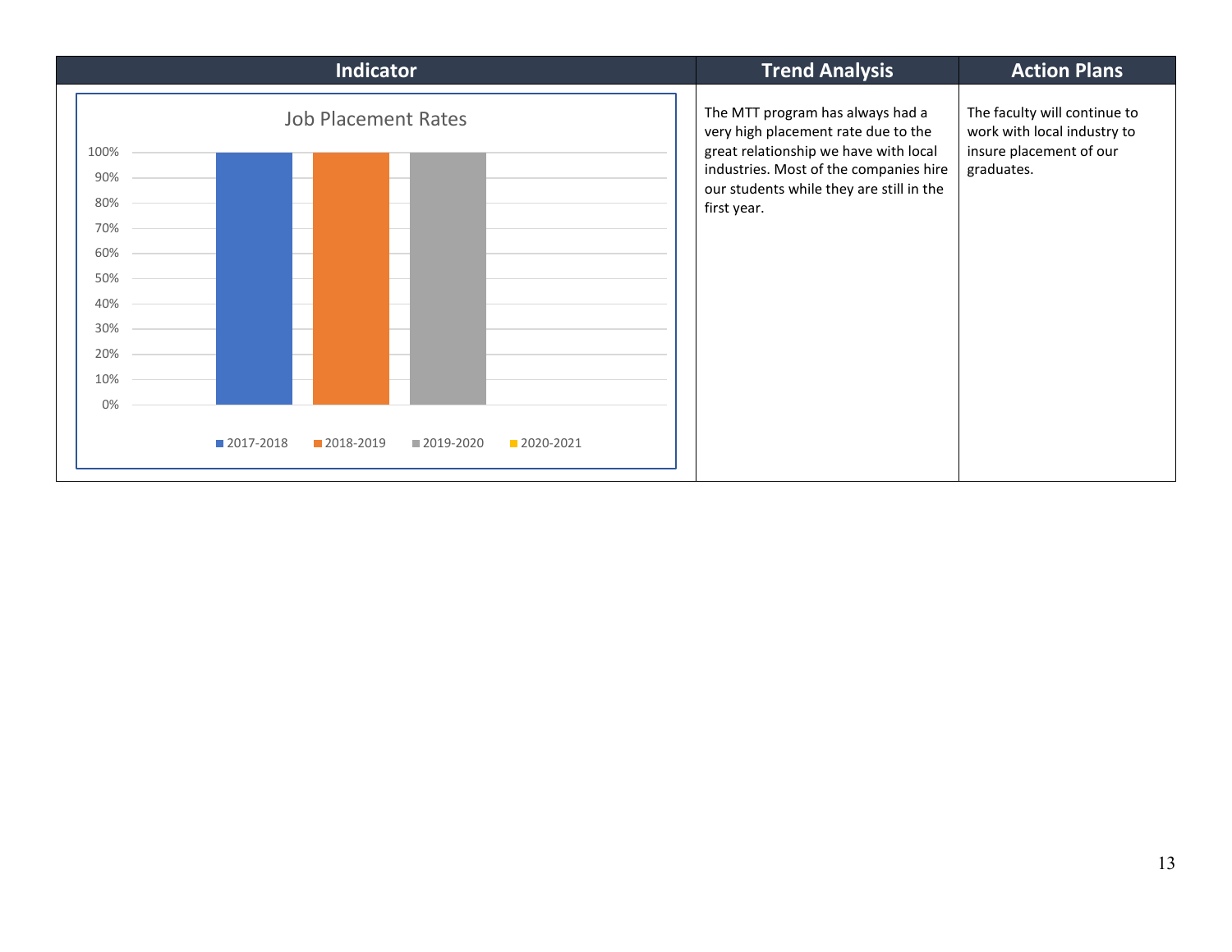| Indicator | Trend Analysis | Action Plans |
|---|---|---|
| Job Placement Rates<br>100%<br>90%<br>80%<br>70%<br>60%<br>50%<br>40%<br>30%<br>20%<br>10%<br>0%<br>2017-2018<br>2018-2019<br>2019-2020<br>2020-2021 | The MTT program has always had a very high placement rate due to the great relationship we have with local industries. Most of the companies hire our students while they are still in the first year. | The faculty will continue to work with local industry to insure placement of our graduates. |